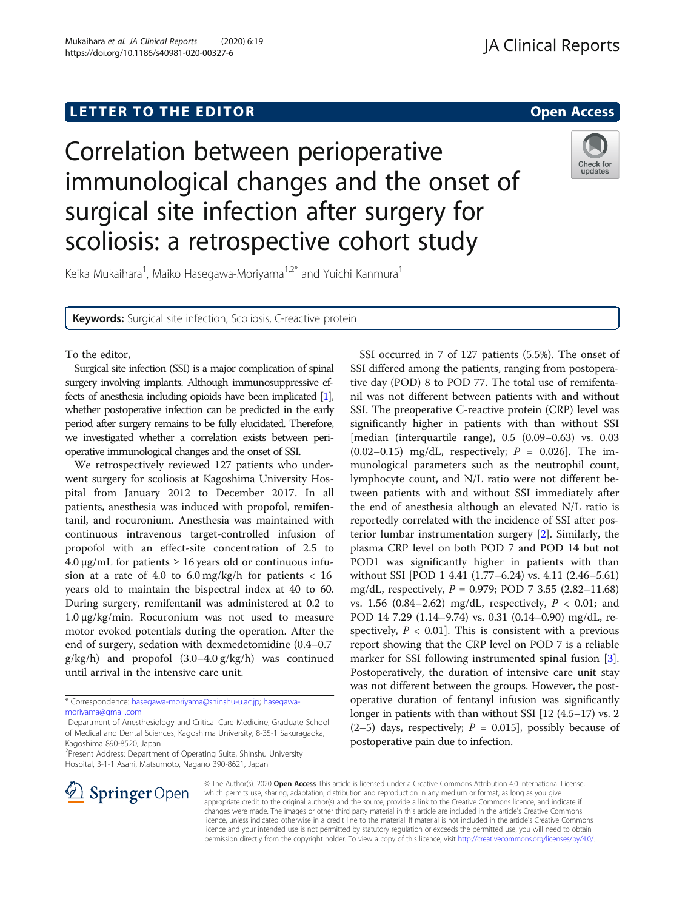LETTER TO THE EDITOR

Open Access

# Correlation between perioperative immunological changes and the onset of surgical site infection after surgery for scoliosis: a retrospective cohort study

Keika Mukaihara[1], Maiko Hasegawa-Moriyama[1,2*] and Yuichi Kanmura[1]

**Keywords:** Surgical site infection, Scoliosis, C-reactive protein

To the editor,

Surgical site infection (SSI) is a major complication of spinal surgery involving implants. Although immunosuppressive effects of anesthesia including opioids have been implicated [1], whether postoperative infection can be predicted in the early period after surgery remains to be fully elucidated. Therefore, we investigated whether a correlation exists between perioperative immunological changes and the onset of SSI.

We retrospectively reviewed 127 patients who underwent surgery for scoliosis at Kagoshima University Hospital from January 2012 to December 2017. In all patients, anesthesia was induced with propofol, remifentanil, and rocuronium. Anesthesia was maintained with continuous intravenous target-controlled infusion of propofol with an effect-site concentration of 2.5 to 4.0 μg/mL for patients ≥ 16 years old or continuous infusion at a rate of 4.0 to 6.0 mg/kg/h for patients < 16 years old to maintain the bispectral index at 40 to 60. During surgery, remifentanil was administered at 0.2 to 1.0 μg/kg/min. Rocuronium was not used to measure motor evoked potentials during the operation. After the end of surgery, sedation with dexmedetomidine (0.4–0.7 g/kg/h) and propofol (3.0–4.0 g/kg/h) was continued until arrival in the intensive care unit.

SSI occurred in 7 of 127 patients (5.5%). The onset of SSI differed among the patients, ranging from postoperative day (POD) 8 to POD 77. The total use of remifentanil was not different between patients with and without SSI. The preoperative C-reactive protein (CRP) level was significantly higher in patients with than without SSI [median (interquartile range), 0.5 (0.09–0.63) vs. 0.03 (0.02–0.15) mg/dL, respectively; $P$ = 0.026]. The immunological parameters such as the neutrophil count, lymphocyte count, and N/L ratio were not different between patients with and without SSI immediately after the end of anesthesia although an elevated N/L ratio is reportedly correlated with the incidence of SSI after posterior lumbar instrumentation surgery [2]. Similarly, the plasma CRP level on both POD 7 and POD 14 but not POD1 was significantly higher in patients with than without SSI [POD 1 4.41 (1.77–6.24) vs. 4.11 (2.46–5.61) mg/dL, respectively, $P$ = 0.979; POD 7 3.55 (2.82–11.68) vs. 1.56 (0.84–2.62) mg/dL, respectively, $P$ < 0.01; and POD 14 7.29 (1.14–9.74) vs. 0.31 (0.14–0.90) mg/dL, respectively, $P$ < 0.01]. This is consistent with a previous report showing that the CRP level on POD 7 is a reliable marker for SSI following instrumented spinal fusion [3]. Postoperatively, the duration of intensive care unit stay was not different between the groups. However, the postoperative duration of fentanyl infusion was significantly longer in patients with than without SSI [12 (4.5–17) vs. 2 (2–5) days, respectively; $P$ = 0.015], possibly because of postoperative pain due to infection.

\* Correspondence: hasegawa-moriyama@shinshu-u.ac.jp; hasegawa-moriyama@gmail.com

[1]Department of Anesthesiology and Critical Care Medicine, Graduate School of Medical and Dental Sciences, Kagoshima University, 8-35-1 Sakuragaoka, Kagoshima 890-8520, Japan

[2]Present Address: Department of Operating Suite, Shinshu University Hospital, 3-1-1 Asahi, Matsumoto, Nagano 390-8621, Japan

© The Author(s). 2020 **Open Access** This article is licensed under a Creative Commons Attribution 4.0 International License, which permits use, sharing, adaptation, distribution and reproduction in any medium or format, as long as you give appropriate credit to the original author(s) and the source, provide a link to the Creative Commons licence, and indicate if changes were made. The images or other third party material in this article are included in the article's Creative Commons licence, unless indicated otherwise in a credit line to the material. If material is not included in the article's Creative Commons licence and your intended use is not permitted by statutory regulation or exceeds the permitted use, you will need to obtain permission directly from the copyright holder. To view a copy of this licence, visit http://creativecommons.org/licenses/by/4.0/.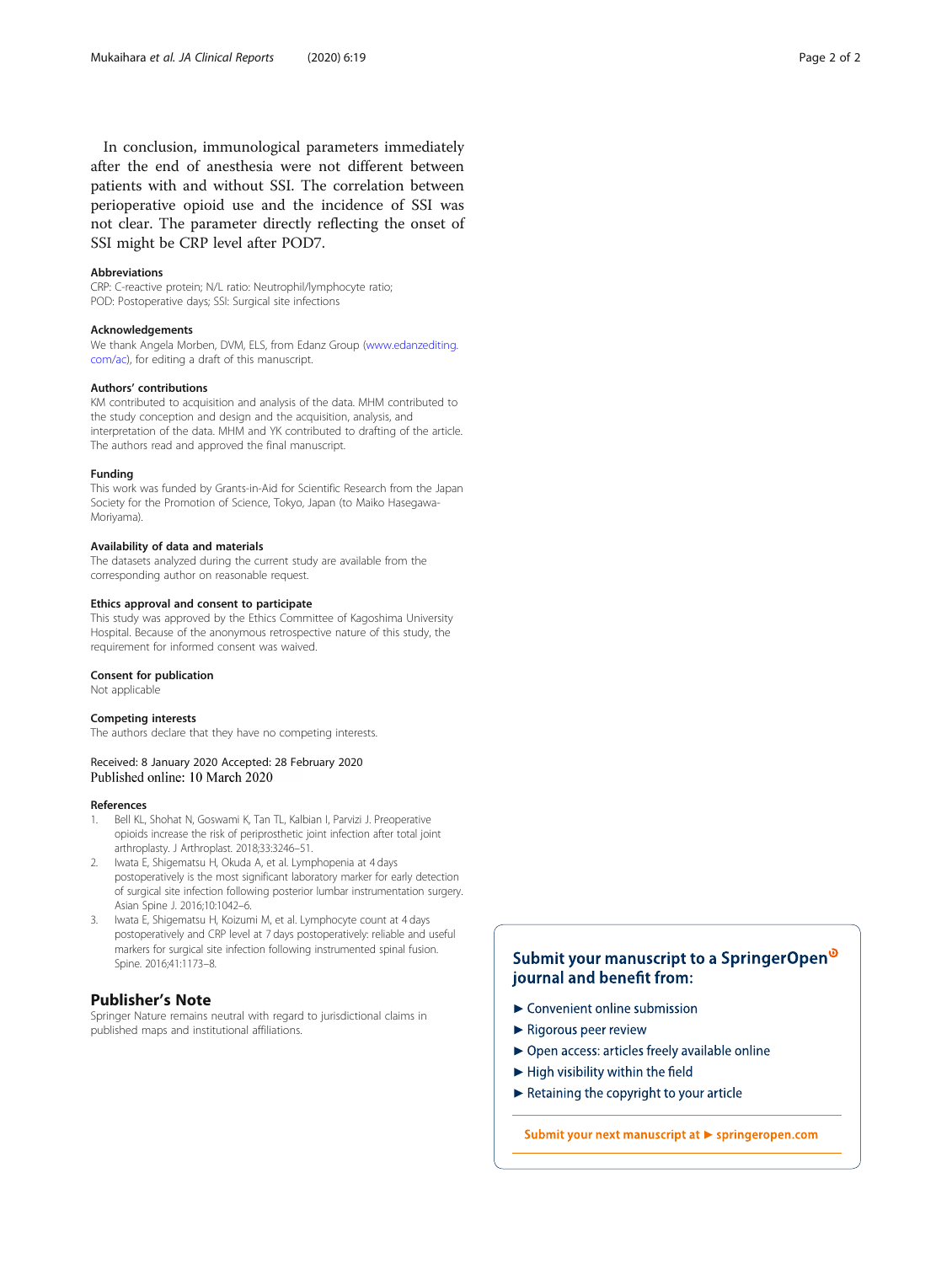In conclusion, immunological parameters immediately after the end of anesthesia were not different between patients with and without SSI. The correlation between perioperative opioid use and the incidence of SSI was not clear. The parameter directly reflecting the onset of SSI might be CRP level after POD7.

### Abbreviations

CRP: C-reactive protein; N/L ratio: Neutrophil/lymphocyte ratio; POD: Postoperative days; SSI: Surgical site infections

### Acknowledgements

We thank Angela Morben, DVM, ELS, from Edanz Group (www.edanzediting.com/ac), for editing a draft of this manuscript.

### Authors' contributions

KM contributed to acquisition and analysis of the data. MHM contributed to the study conception and design and the acquisition, analysis, and interpretation of the data. MHM and YK contributed to drafting of the article. The authors read and approved the final manuscript.

### Funding

This work was funded by Grants-in-Aid for Scientific Research from the Japan Society for the Promotion of Science, Tokyo, Japan (to Maiko Hasegawa-Moriyama).

### Availability of data and materials

The datasets analyzed during the current study are available from the corresponding author on reasonable request.

### Ethics approval and consent to participate

This study was approved by the Ethics Committee of Kagoshima University Hospital. Because of the anonymous retrospective nature of this study, the requirement for informed consent was waived.

### Consent for publication

Not applicable

### Competing interests

The authors declare that they have no competing interests.

Received: 8 January 2020 Accepted: 28 February 2020
Published online: 10 March 2020

### References

1. Bell KL, Shohat N, Goswami K, Tan TL, Kalbian I, Parvizi J. Preoperative opioids increase the risk of periprosthetic joint infection after total joint arthroplasty. J Arthroplast. 2018;33:3246–51.
2. Iwata E, Shigematsu H, Okuda A, et al. Lymphopenia at 4 days postoperatively is the most significant laboratory marker for early detection of surgical site infection following posterior lumbar instrumentation surgery. Asian Spine J. 2016;10:1042–6.
3. Iwata E, Shigematsu H, Koizumi M, et al. Lymphocyte count at 4 days postoperatively and CRP level at 7 days postoperatively: reliable and useful markers for surgical site infection following instrumented spinal fusion. Spine. 2016;41:1173–8.

## Publisher's Note

Springer Nature remains neutral with regard to jurisdictional claims in published maps and institutional affiliations.

**Submit your manuscript to a SpringerOpen journal and benefit from:**

- Convenient online submission
- Rigorous peer review
- Open access: articles freely available online
- High visibility within the field
- Retaining the copyright to your article

Submit your next manuscript at ▶ springeropen.com